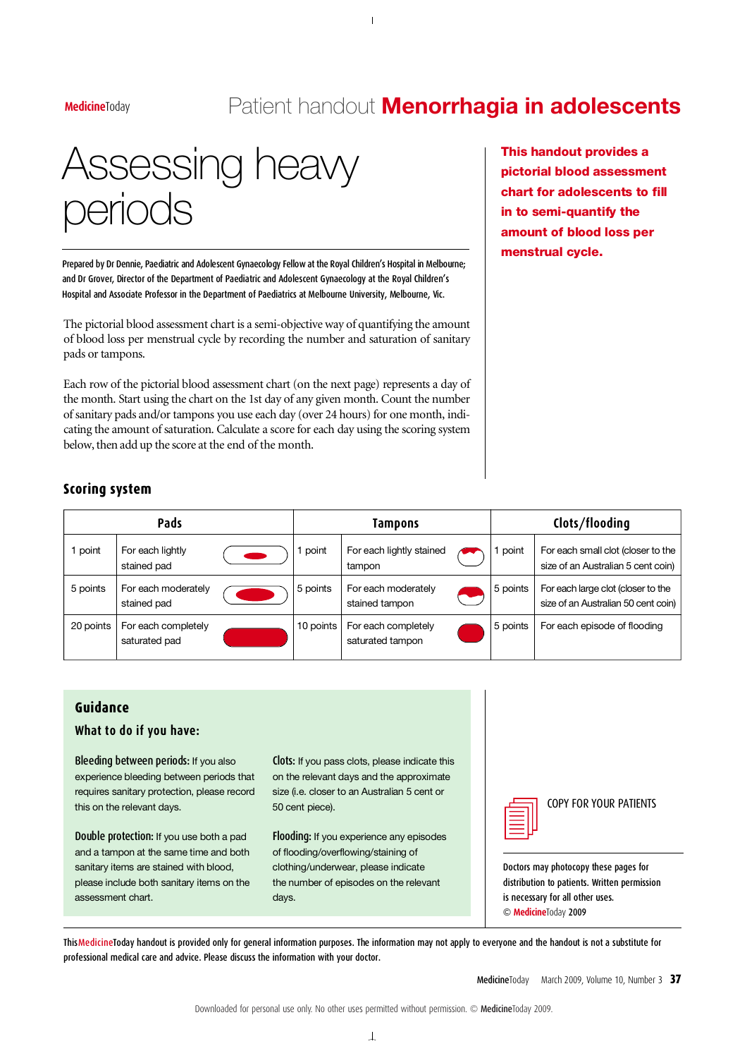# Patient handout Menorrhagia in adolescents

# Assessing heavy periods

**This handout provides a pictorial blood assessment chart for adolescents to fill in to semi-quantify the amount of blood loss per menstrual cycle.**

Prepared by Dr Dennie, Paediatric and Adolescent Gynaecology Fellow at the Royal Children's Hospital in Melbourne; and Dr Grover, Director of the Department of Paediatric and Adolescent Gynaecology at the Royal Children's Hospital and Associate Professor in the Department of Paediatrics at Melbourne University, Melbourne, Vic.

The pictorial blood assessment chart is a semi-objective way of quantifying the amount of blood loss per menstrual cycle by recording the number and saturation of sanitary pads or tampons.

Each row of the pictorial blood assessment chart (on the next page) represents a day of the month. Start using the chart on the 1st day of any given month. Count the number of sanitary pads and/or tampons you use each day (over 24 hours) for one month, indicating the amount of saturation. Calculate a score for each day using the scoring system below, then add up the score at the end of the month.

## Scoring system

| Pads | | Tampons | | Clots/flooding | |
|---|---|---|---|---|---|
| 1 point | For each lightly stained pad | 1 point | For each lightly stained tampon | 1 point | For each small clot (closer to the size of an Australian 5 cent coin) |
| 5 points | For each moderately stained pad | 5 points | For each moderately stained tampon | 5 points | For each large clot (closer to the size of an Australian 50 cent coin) |
| 20 points | For each completely saturated pad | 10 points | For each completely saturated tampon | 5 points | For each episode of flooding |

## Guidance

### What to do if you have:

**Bleeding between periods:** If you also experience bleeding between periods that requires sanitary protection, please record this on the relevant days.

**Double protection:** If you use both a pad and a tampon at the same time and both sanitary items are stained with blood, please include both sanitary items on the assessment chart.

**Clots:** If you pass clots, please indicate this on the relevant days and the approximate size (i.e. closer to an Australian 5 cent or 50 cent piece).

**Flooding:** If you experience any episodes of flooding/overflowing/staining of clothing/underwear, please indicate the number of episodes on the relevant days.

COPY FOR YOUR PATIENTS

Doctors may photocopy these pages for distribution to patients. Written permission is necessary for all other uses.
© MedicineToday 2009

This MedicineToday handout is provided only for general information purposes. The information may not apply to everyone and the handout is not a substitute for professional medical care and advice. Please discuss the information with your doctor.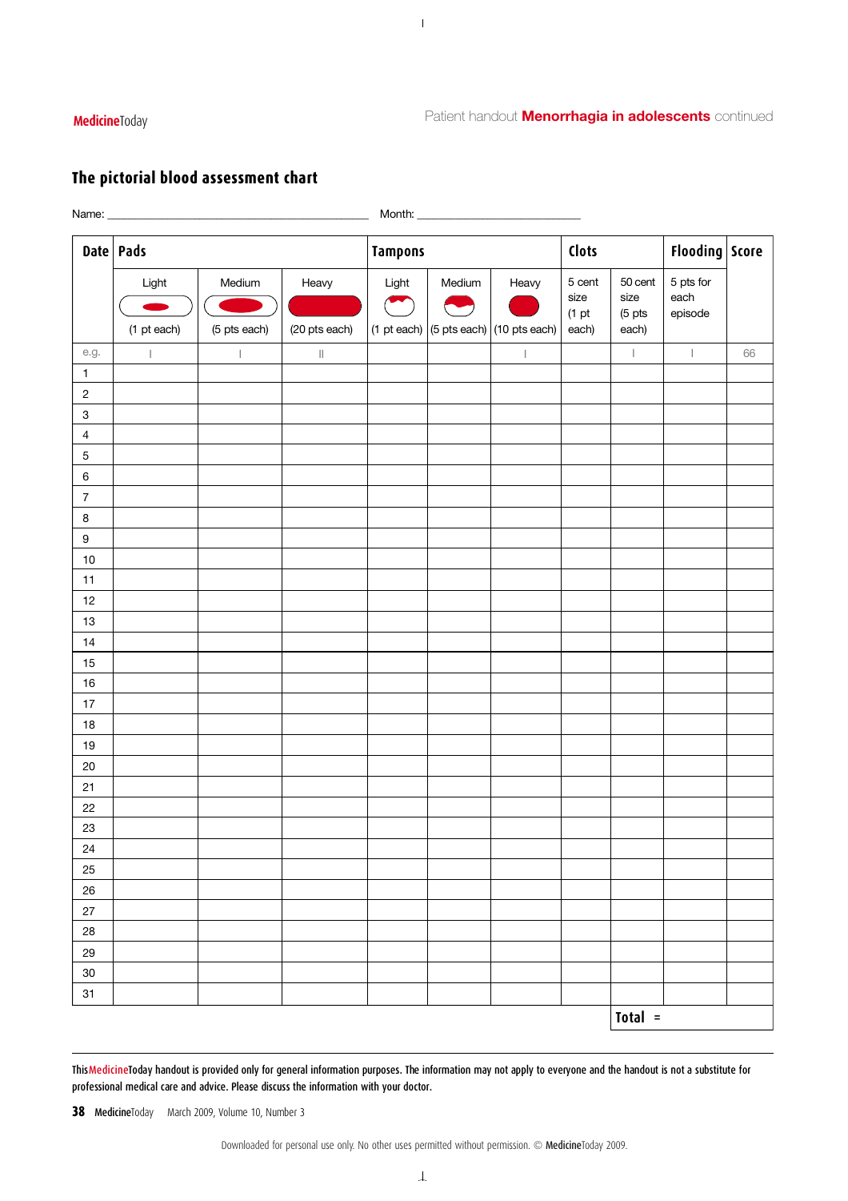## The pictorial blood assessment chart

Name: ______________________________________________ Month: ____________________________

| Date | Pads | | | Tampons | | | Clots | | Flooding | Score |
|---|---|---|---|---|---|---|---|---|---|---|
| | Light (1 pt each) | Medium (5 pts each) | Heavy (20 pts each) | Light (1 pt each) | Medium (5 pts each) | Heavy (10 pts each) | 5 cent size (1 pt each) | 50 cent size (5 pts each) | 5 pts for each episode | |
| e.g. | I | I | II | | | I | | I | I | 66 |
| 1 | | | | | | | | | | |
| 2 | | | | | | | | | | |
| 3 | | | | | | | | | | |
| 4 | | | | | | | | | | |
| 5 | | | | | | | | | | |
| 6 | | | | | | | | | | |
| 7 | | | | | | | | | | |
| 8 | | | | | | | | | | |
| 9 | | | | | | | | | | |
| 10 | | | | | | | | | | |
| 11 | | | | | | | | | | |
| 12 | | | | | | | | | | |
| 13 | | | | | | | | | | |
| 14 | | | | | | | | | | |
| 15 | | | | | | | | | | |
| 16 | | | | | | | | | | |
| 17 | | | | | | | | | | |
| 18 | | | | | | | | | | |
| 19 | | | | | | | | | | |
| 20 | | | | | | | | | | |
| 21 | | | | | | | | | | |
| 22 | | | | | | | | | | |
| 23 | | | | | | | | | | |
| 24 | | | | | | | | | | |
| 25 | | | | | | | | | | |
| 26 | | | | | | | | | | |
| 27 | | | | | | | | | | |
| 28 | | | | | | | | | | |
| 29 | | | | | | | | | | |
| 30 | | | | | | | | | | |
| 31 | | | | | | | | | | |
| | | | | | | | | **Total =** | | |

This MedicineToday handout is provided only for general information purposes. The information may not apply to everyone and the handout is not a substitute for professional medical care and advice. Please discuss the information with your doctor.

Downloaded for personal use only. No other uses permitted without permission. © MedicineToday 2009.